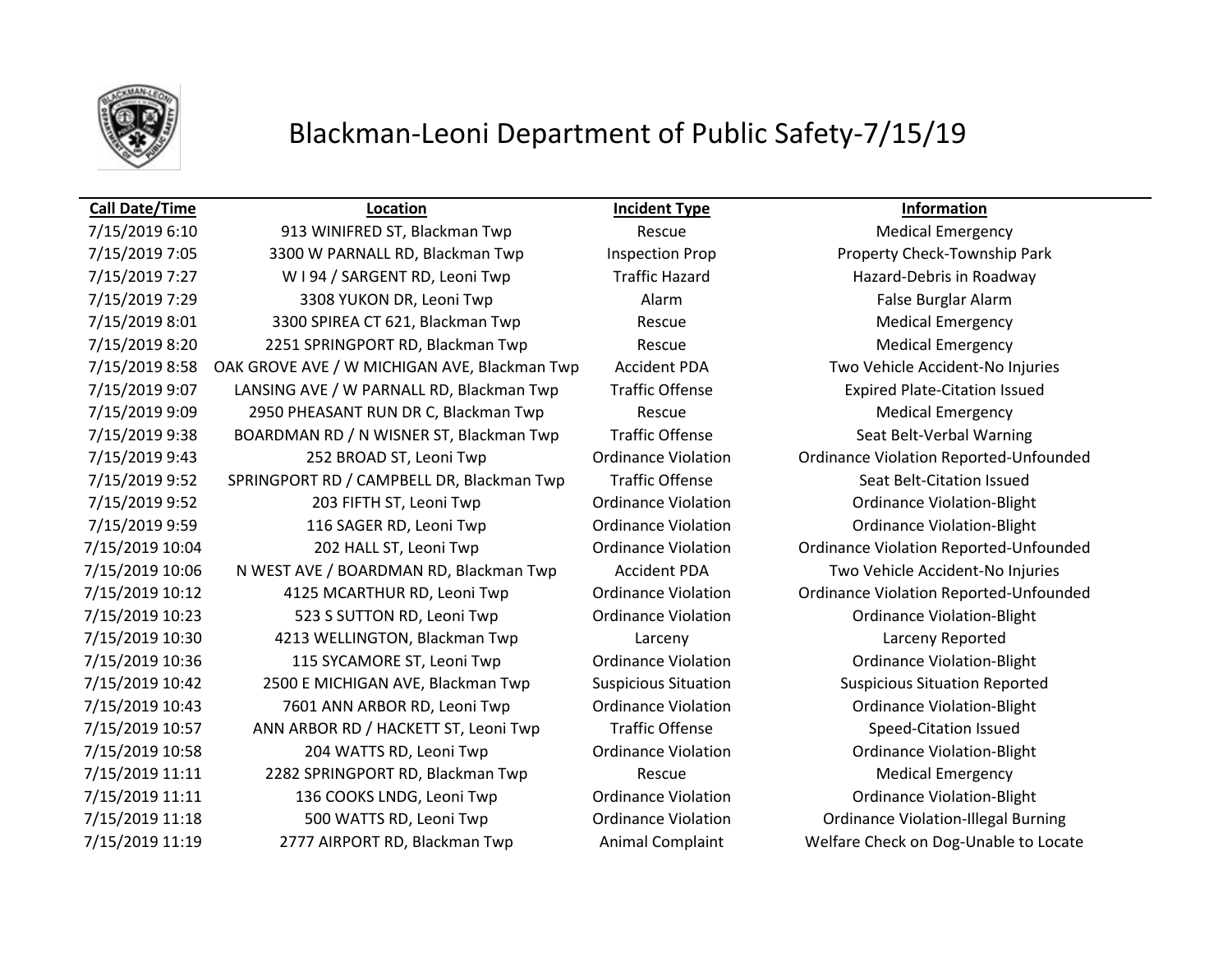# Blackman-Leoni Department of Public Safety-7/15/19

| Call Date/Time | Location | Incident Type | Information |
|---|---|---|---|
| 7/15/2019 6:10 | 913 WINIFRED ST, Blackman Twp | Rescue | Medical Emergency |
| 7/15/2019 7:05 | 3300 W PARNALL RD, Blackman Twp | Inspection Prop | Property Check-Township Park |
| 7/15/2019 7:27 | W I 94 / SARGENT RD, Leoni Twp | Traffic Hazard | Hazard-Debris in Roadway |
| 7/15/2019 7:29 | 3308 YUKON DR, Leoni Twp | Alarm | False Burglar Alarm |
| 7/15/2019 8:01 | 3300 SPIREA CT 621, Blackman Twp | Rescue | Medical Emergency |
| 7/15/2019 8:20 | 2251 SPRINGPORT RD, Blackman Twp | Rescue | Medical Emergency |
| 7/15/2019 8:58 | OAK GROVE AVE / W MICHIGAN AVE, Blackman Twp | Accident PDA | Two Vehicle Accident-No Injuries |
| 7/15/2019 9:07 | LANSING AVE / W PARNALL RD, Blackman Twp | Traffic Offense | Expired Plate-Citation Issued |
| 7/15/2019 9:09 | 2950 PHEASANT RUN DR C, Blackman Twp | Rescue | Medical Emergency |
| 7/15/2019 9:38 | BOARDMAN RD / N WISNER ST, Blackman Twp | Traffic Offense | Seat Belt-Verbal Warning |
| 7/15/2019 9:43 | 252 BROAD ST, Leoni Twp | Ordinance Violation | Ordinance Violation Reported-Unfounded |
| 7/15/2019 9:52 | SPRINGPORT RD / CAMPBELL DR, Blackman Twp | Traffic Offense | Seat Belt-Citation Issued |
| 7/15/2019 9:52 | 203 FIFTH ST, Leoni Twp | Ordinance Violation | Ordinance Violation-Blight |
| 7/15/2019 9:59 | 116 SAGER RD, Leoni Twp | Ordinance Violation | Ordinance Violation-Blight |
| 7/15/2019 10:04 | 202 HALL ST, Leoni Twp | Ordinance Violation | Ordinance Violation Reported-Unfounded |
| 7/15/2019 10:06 | N WEST AVE / BOARDMAN RD, Blackman Twp | Accident PDA | Two Vehicle Accident-No Injuries |
| 7/15/2019 10:12 | 4125 MCARTHUR RD, Leoni Twp | Ordinance Violation | Ordinance Violation Reported-Unfounded |
| 7/15/2019 10:23 | 523 S SUTTON RD, Leoni Twp | Ordinance Violation | Ordinance Violation-Blight |
| 7/15/2019 10:30 | 4213 WELLINGTON, Blackman Twp | Larceny | Larceny Reported |
| 7/15/2019 10:36 | 115 SYCAMORE ST, Leoni Twp | Ordinance Violation | Ordinance Violation-Blight |
| 7/15/2019 10:42 | 2500 E MICHIGAN AVE, Blackman Twp | Suspicious Situation | Suspicious Situation Reported |
| 7/15/2019 10:43 | 7601 ANN ARBOR RD, Leoni Twp | Ordinance Violation | Ordinance Violation-Blight |
| 7/15/2019 10:57 | ANN ARBOR RD / HACKETT ST, Leoni Twp | Traffic Offense | Speed-Citation Issued |
| 7/15/2019 10:58 | 204 WATTS RD, Leoni Twp | Ordinance Violation | Ordinance Violation-Blight |
| 7/15/2019 11:11 | 2282 SPRINGPORT RD, Blackman Twp | Rescue | Medical Emergency |
| 7/15/2019 11:11 | 136 COOKS LNDG, Leoni Twp | Ordinance Violation | Ordinance Violation-Blight |
| 7/15/2019 11:18 | 500 WATTS RD, Leoni Twp | Ordinance Violation | Ordinance Violation-Illegal Burning |
| 7/15/2019 11:19 | 2777 AIRPORT RD, Blackman Twp | Animal Complaint | Welfare Check on Dog-Unable to Locate |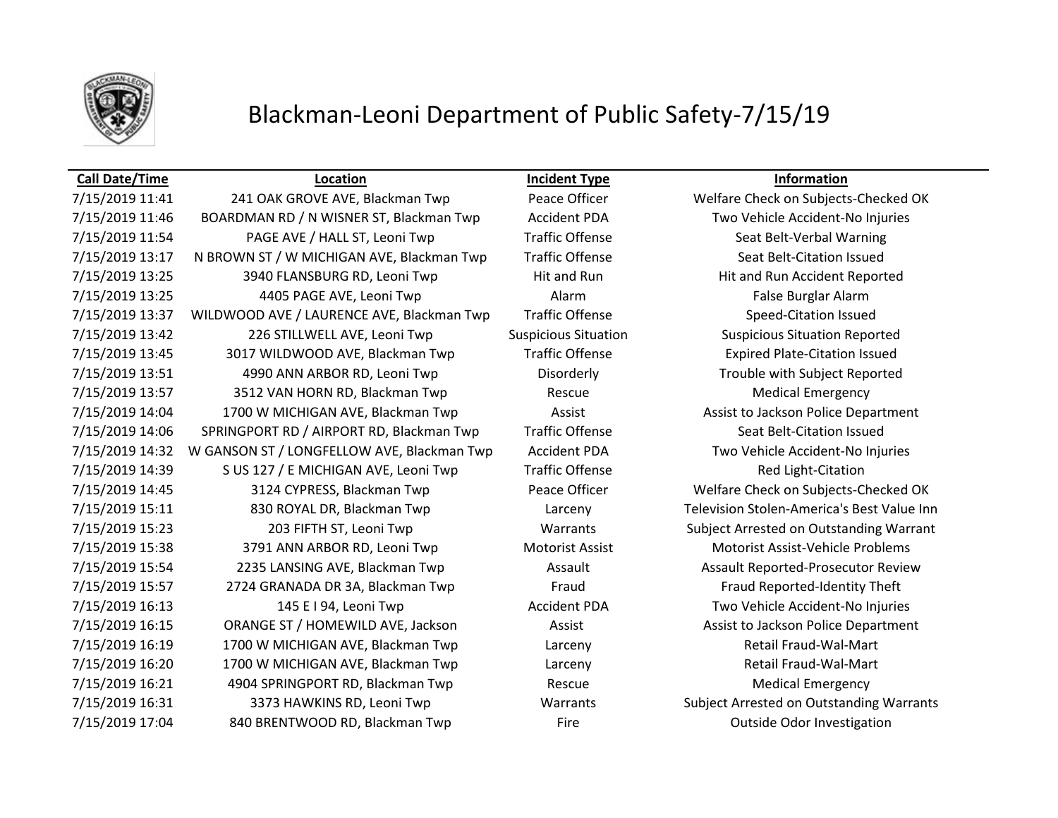# Blackman-Leoni Department of Public Safety-7/15/19

| Call Date/Time | Location | Incident Type | Information |
|---|---|---|---|
| 7/15/2019 11:41 | 241 OAK GROVE AVE, Blackman Twp | Peace Officer | Welfare Check on Subjects-Checked OK |
| 7/15/2019 11:46 | BOARDMAN RD / N WISNER ST, Blackman Twp | Accident PDA | Two Vehicle Accident-No Injuries |
| 7/15/2019 11:54 | PAGE AVE / HALL ST, Leoni Twp | Traffic Offense | Seat Belt-Verbal Warning |
| 7/15/2019 13:17 | N BROWN ST / W MICHIGAN AVE, Blackman Twp | Traffic Offense | Seat Belt-Citation Issued |
| 7/15/2019 13:25 | 3940 FLANSBURG RD, Leoni Twp | Hit and Run | Hit and Run Accident Reported |
| 7/15/2019 13:25 | 4405 PAGE AVE, Leoni Twp | Alarm | False Burglar Alarm |
| 7/15/2019 13:37 | WILDWOOD AVE / LAURENCE AVE, Blackman Twp | Traffic Offense | Speed-Citation Issued |
| 7/15/2019 13:42 | 226 STILLWELL AVE, Leoni Twp | Suspicious Situation | Suspicious Situation Reported |
| 7/15/2019 13:45 | 3017 WILDWOOD AVE, Blackman Twp | Traffic Offense | Expired Plate-Citation Issued |
| 7/15/2019 13:51 | 4990 ANN ARBOR RD, Leoni Twp | Disorderly | Trouble with Subject Reported |
| 7/15/2019 13:57 | 3512 VAN HORN RD, Blackman Twp | Rescue | Medical Emergency |
| 7/15/2019 14:04 | 1700 W MICHIGAN AVE, Blackman Twp | Assist | Assist to Jackson Police Department |
| 7/15/2019 14:06 | SPRINGPORT RD / AIRPORT RD, Blackman Twp | Traffic Offense | Seat Belt-Citation Issued |
| 7/15/2019 14:32 | W GANSON ST / LONGFELLOW AVE, Blackman Twp | Accident PDA | Two Vehicle Accident-No Injuries |
| 7/15/2019 14:39 | S US 127 / E MICHIGAN AVE, Leoni Twp | Traffic Offense | Red Light-Citation |
| 7/15/2019 14:45 | 3124 CYPRESS, Blackman Twp | Peace Officer | Welfare Check on Subjects-Checked OK |
| 7/15/2019 15:11 | 830 ROYAL DR, Blackman Twp | Larceny | Television Stolen-America's Best Value Inn |
| 7/15/2019 15:23 | 203 FIFTH ST, Leoni Twp | Warrants | Subject Arrested on Outstanding Warrant |
| 7/15/2019 15:38 | 3791 ANN ARBOR RD, Leoni Twp | Motorist Assist | Motorist Assist-Vehicle Problems |
| 7/15/2019 15:54 | 2235 LANSING AVE, Blackman Twp | Assault | Assault Reported-Prosecutor Review |
| 7/15/2019 15:57 | 2724 GRANADA DR 3A, Blackman Twp | Fraud | Fraud Reported-Identity Theft |
| 7/15/2019 16:13 | 145 E I 94, Leoni Twp | Accident PDA | Two Vehicle Accident-No Injuries |
| 7/15/2019 16:15 | ORANGE ST / HOMEWILD AVE, Jackson | Assist | Assist to Jackson Police Department |
| 7/15/2019 16:19 | 1700 W MICHIGAN AVE, Blackman Twp | Larceny | Retail Fraud-Wal-Mart |
| 7/15/2019 16:20 | 1700 W MICHIGAN AVE, Blackman Twp | Larceny | Retail Fraud-Wal-Mart |
| 7/15/2019 16:21 | 4904 SPRINGPORT RD, Blackman Twp | Rescue | Medical Emergency |
| 7/15/2019 16:31 | 3373 HAWKINS RD, Leoni Twp | Warrants | Subject Arrested on Outstanding Warrants |
| 7/15/2019 17:04 | 840 BRENTWOOD RD, Blackman Twp | Fire | Outside Odor Investigation |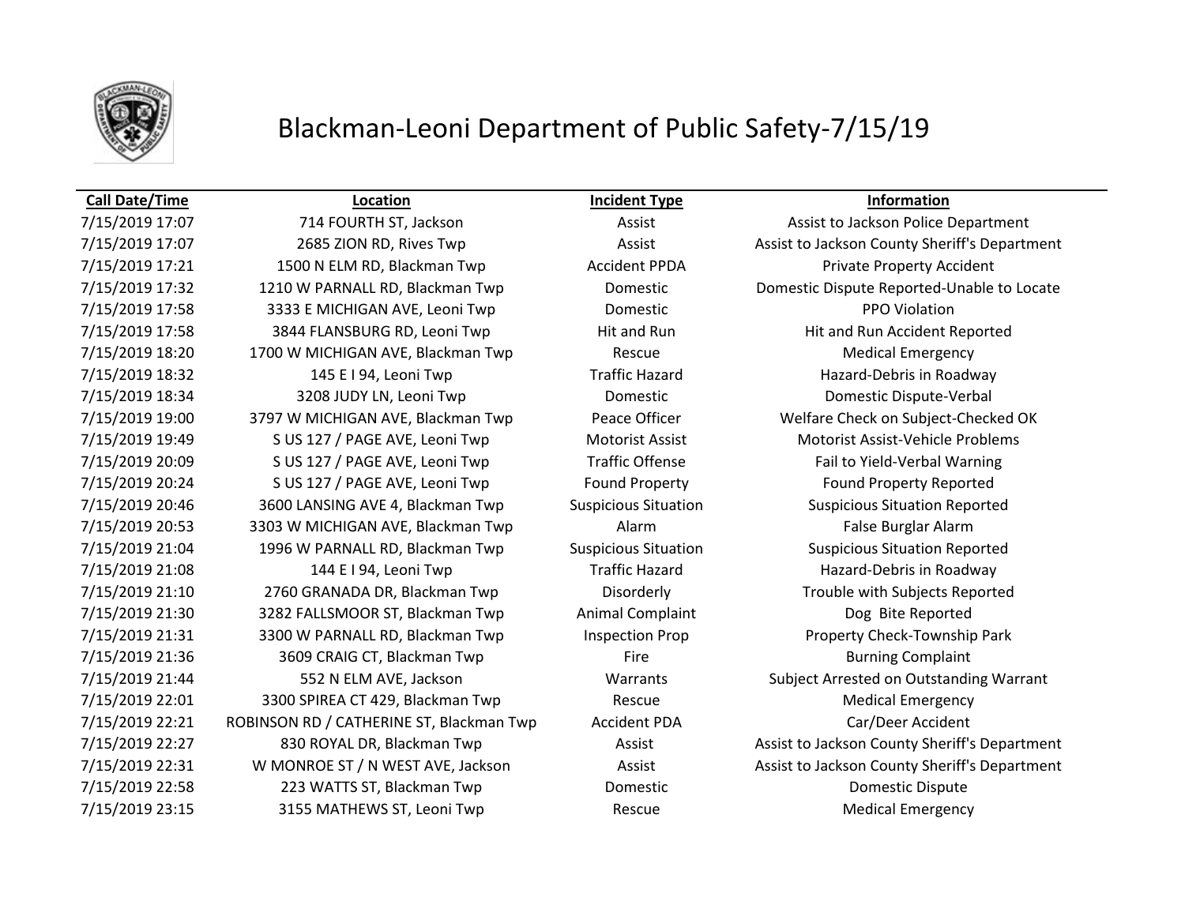# Blackman-Leoni Department of Public Safety-7/15/19

| Call Date/Time | Location | Incident Type | Information |
|---|---|---|---|
| 7/15/2019 17:07 | 714 FOURTH ST, Jackson | Assist | Assist to Jackson Police Department |
| 7/15/2019 17:07 | 2685 ZION RD, Rives Twp | Assist | Assist to Jackson County Sheriff's Department |
| 7/15/2019 17:21 | 1500 N ELM RD, Blackman Twp | Accident PPDA | Private Property Accident |
| 7/15/2019 17:32 | 1210 W PARNALL RD, Blackman Twp | Domestic | Domestic Dispute Reported-Unable to Locate |
| 7/15/2019 17:58 | 3333 E MICHIGAN AVE, Leoni Twp | Domestic | PPO Violation |
| 7/15/2019 17:58 | 3844 FLANSBURG RD, Leoni Twp | Hit and Run | Hit and Run Accident Reported |
| 7/15/2019 18:20 | 1700 W MICHIGAN AVE, Blackman Twp | Rescue | Medical Emergency |
| 7/15/2019 18:32 | 145 E I 94, Leoni Twp | Traffic Hazard | Hazard-Debris in Roadway |
| 7/15/2019 18:34 | 3208 JUDY LN, Leoni Twp | Domestic | Domestic Dispute-Verbal |
| 7/15/2019 19:00 | 3797 W MICHIGAN AVE, Blackman Twp | Peace Officer | Welfare Check on Subject-Checked OK |
| 7/15/2019 19:49 | S US 127 / PAGE AVE, Leoni Twp | Motorist Assist | Motorist Assist-Vehicle Problems |
| 7/15/2019 20:09 | S US 127 / PAGE AVE, Leoni Twp | Traffic Offense | Fail to Yield-Verbal Warning |
| 7/15/2019 20:24 | S US 127 / PAGE AVE, Leoni Twp | Found Property | Found Property Reported |
| 7/15/2019 20:46 | 3600 LANSING AVE 4, Blackman Twp | Suspicious Situation | Suspicious Situation Reported |
| 7/15/2019 20:53 | 3303 W MICHIGAN AVE, Blackman Twp | Alarm | False Burglar Alarm |
| 7/15/2019 21:04 | 1996 W PARNALL RD, Blackman Twp | Suspicious Situation | Suspicious Situation Reported |
| 7/15/2019 21:08 | 144 E I 94, Leoni Twp | Traffic Hazard | Hazard-Debris in Roadway |
| 7/15/2019 21:10 | 2760 GRANADA DR, Blackman Twp | Disorderly | Trouble with Subjects Reported |
| 7/15/2019 21:30 | 3282 FALLSMOOR ST, Blackman Twp | Animal Complaint | Dog Bite Reported |
| 7/15/2019 21:31 | 3300 W PARNALL RD, Blackman Twp | Inspection Prop | Property Check-Township Park |
| 7/15/2019 21:36 | 3609 CRAIG CT, Blackman Twp | Fire | Burning Complaint |
| 7/15/2019 21:44 | 552 N ELM AVE, Jackson | Warrants | Subject Arrested on Outstanding Warrant |
| 7/15/2019 22:01 | 3300 SPIREA CT 429, Blackman Twp | Rescue | Medical Emergency |
| 7/15/2019 22:21 | ROBINSON RD / CATHERINE ST, Blackman Twp | Accident PDA | Car/Deer Accident |
| 7/15/2019 22:27 | 830 ROYAL DR, Blackman Twp | Assist | Assist to Jackson County Sheriff's Department |
| 7/15/2019 22:31 | W MONROE ST / N WEST AVE, Jackson | Assist | Assist to Jackson County Sheriff's Department |
| 7/15/2019 22:58 | 223 WATTS ST, Blackman Twp | Domestic | Domestic Dispute |
| 7/15/2019 23:15 | 3155 MATHEWS ST, Leoni Twp | Rescue | Medical Emergency |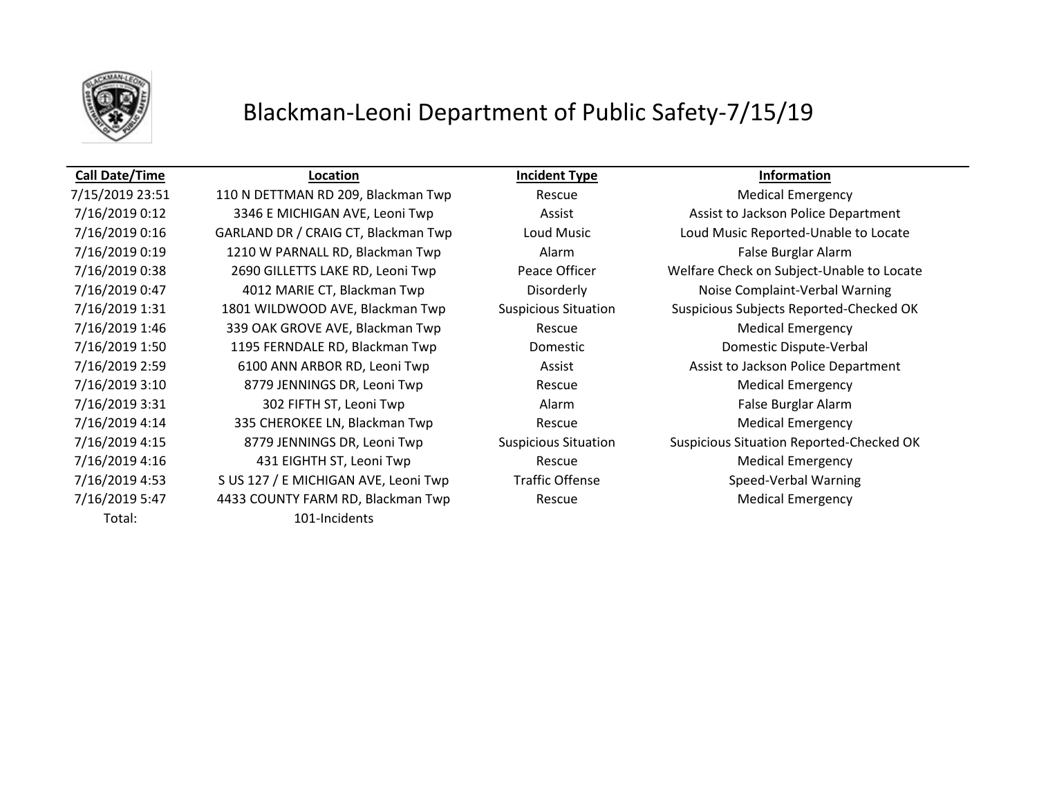# Blackman-Leoni Department of Public Safety-7/15/19

| Call Date/Time | Location | Incident Type | Information |
|---|---|---|---|
| 7/15/2019 23:51 | 110 N DETTMAN RD 209, Blackman Twp | Rescue | Medical Emergency |
| 7/16/2019 0:12 | 3346 E MICHIGAN AVE, Leoni Twp | Assist | Assist to Jackson Police Department |
| 7/16/2019 0:16 | GARLAND DR / CRAIG CT, Blackman Twp | Loud Music | Loud Music Reported-Unable to Locate |
| 7/16/2019 0:19 | 1210 W PARNALL RD, Blackman Twp | Alarm | False Burglar Alarm |
| 7/16/2019 0:38 | 2690 GILLETTS LAKE RD, Leoni Twp | Peace Officer | Welfare Check on Subject-Unable to Locate |
| 7/16/2019 0:47 | 4012 MARIE CT, Blackman Twp | Disorderly | Noise Complaint-Verbal Warning |
| 7/16/2019 1:31 | 1801 WILDWOOD AVE, Blackman Twp | Suspicious Situation | Suspicious Subjects Reported-Checked OK |
| 7/16/2019 1:46 | 339 OAK GROVE AVE, Blackman Twp | Rescue | Medical Emergency |
| 7/16/2019 1:50 | 1195 FERNDALE RD, Blackman Twp | Domestic | Domestic Dispute-Verbal |
| 7/16/2019 2:59 | 6100 ANN ARBOR RD, Leoni Twp | Assist | Assist to Jackson Police Department |
| 7/16/2019 3:10 | 8779 JENNINGS DR, Leoni Twp | Rescue | Medical Emergency |
| 7/16/2019 3:31 | 302 FIFTH ST, Leoni Twp | Alarm | False Burglar Alarm |
| 7/16/2019 4:14 | 335 CHEROKEE LN, Blackman Twp | Rescue | Medical Emergency |
| 7/16/2019 4:15 | 8779 JENNINGS DR, Leoni Twp | Suspicious Situation | Suspicious Situation Reported-Checked OK |
| 7/16/2019 4:16 | 431 EIGHTH ST, Leoni Twp | Rescue | Medical Emergency |
| 7/16/2019 4:53 | S US 127 / E MICHIGAN AVE, Leoni Twp | Traffic Offense | Speed-Verbal Warning |
| 7/16/2019 5:47 | 4433 COUNTY FARM RD, Blackman Twp | Rescue | Medical Emergency |
| Total: | 101-Incidents | | |